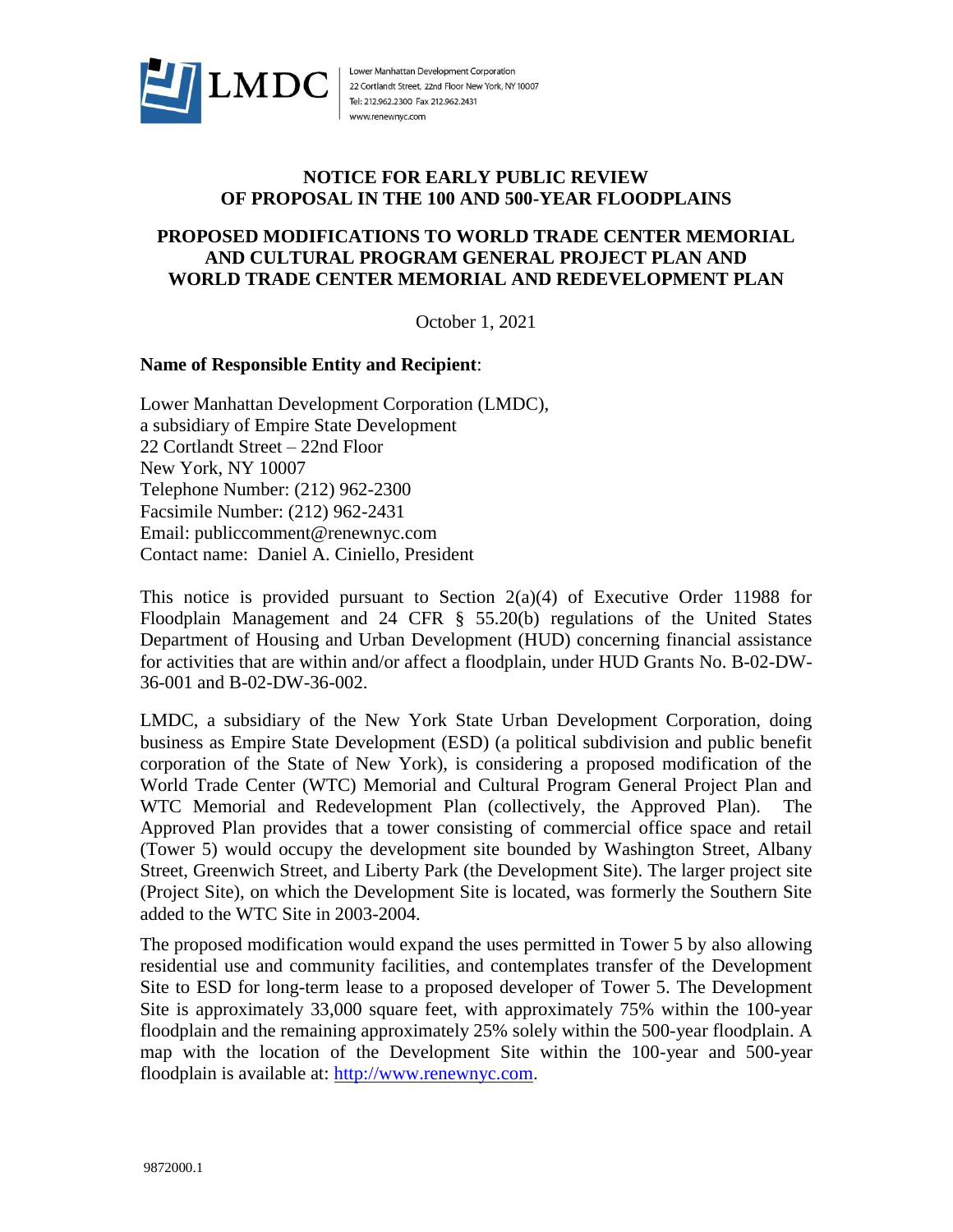LMDC

Lower Manhattan Development Corporation
22 Cortlandt Street, 22nd Floor New York, NY 10007
Tel: 212.962.2300 Fax 212.962.2431
www.renewnyc.com

## NOTICE FOR EARLY PUBLIC REVIEW OF PROPOSAL IN THE 100 AND 500-YEAR FLOODPLAINS

## PROPOSED MODIFICATIONS TO WORLD TRADE CENTER MEMORIAL AND CULTURAL PROGRAM GENERAL PROJECT PLAN AND WORLD TRADE CENTER MEMORIAL AND REDEVELOPMENT PLAN

October 1, 2021

**Name of Responsible Entity and Recipient**:

Lower Manhattan Development Corporation (LMDC),
a subsidiary of Empire State Development
22 Cortlandt Street – 22nd Floor
New York, NY 10007
Telephone Number: (212) 962-2300
Facsimile Number: (212) 962-2431
Email: publiccomment@renewnyc.com
Contact name: Daniel A. Ciniello, President

This notice is provided pursuant to Section 2(a)(4) of Executive Order 11988 for Floodplain Management and 24 CFR § 55.20(b) regulations of the United States Department of Housing and Urban Development (HUD) concerning financial assistance for activities that are within and/or affect a floodplain, under HUD Grants No. B-02-DW-36-001 and B-02-DW-36-002.

LMDC, a subsidiary of the New York State Urban Development Corporation, doing business as Empire State Development (ESD) (a political subdivision and public benefit corporation of the State of New York), is considering a proposed modification of the World Trade Center (WTC) Memorial and Cultural Program General Project Plan and WTC Memorial and Redevelopment Plan (collectively, the Approved Plan). The Approved Plan provides that a tower consisting of commercial office space and retail (Tower 5) would occupy the development site bounded by Washington Street, Albany Street, Greenwich Street, and Liberty Park (the Development Site). The larger project site (Project Site), on which the Development Site is located, was formerly the Southern Site added to the WTC Site in 2003-2004.

The proposed modification would expand the uses permitted in Tower 5 by also allowing residential use and community facilities, and contemplates transfer of the Development Site to ESD for long-term lease to a proposed developer of Tower 5. The Development Site is approximately 33,000 square feet, with approximately 75% within the 100-year floodplain and the remaining approximately 25% solely within the 500-year floodplain. A map with the location of the Development Site within the 100-year and 500-year floodplain is available at: http://www.renewnyc.com.

9872000.1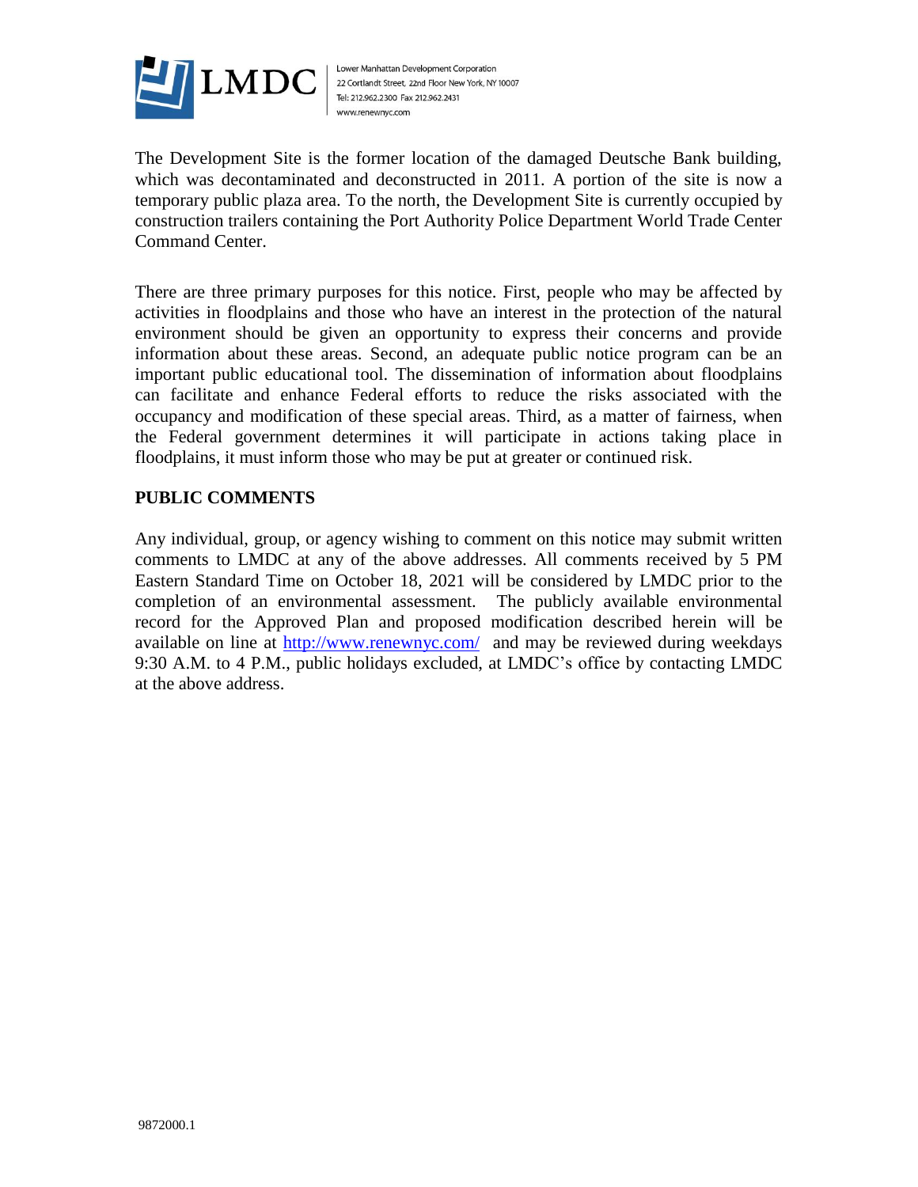The Development Site is the former location of the damaged Deutsche Bank building, which was decontaminated and deconstructed in 2011. A portion of the site is now a temporary public plaza area. To the north, the Development Site is currently occupied by construction trailers containing the Port Authority Police Department World Trade Center Command Center.

There are three primary purposes for this notice. First, people who may be affected by activities in floodplains and those who have an interest in the protection of the natural environment should be given an opportunity to express their concerns and provide information about these areas. Second, an adequate public notice program can be an important public educational tool. The dissemination of information about floodplains can facilitate and enhance Federal efforts to reduce the risks associated with the occupancy and modification of these special areas. Third, as a matter of fairness, when the Federal government determines it will participate in actions taking place in floodplains, it must inform those who may be put at greater or continued risk.

## PUBLIC COMMENTS

Any individual, group, or agency wishing to comment on this notice may submit written comments to LMDC at any of the above addresses. All comments received by 5 PM Eastern Standard Time on October 18, 2021 will be considered by LMDC prior to the completion of an environmental assessment. The publicly available environmental record for the Approved Plan and proposed modification described herein will be available on line at http://www.renewnyc.com/ and may be reviewed during weekdays 9:30 A.M. to 4 P.M., public holidays excluded, at LMDC's office by contacting LMDC at the above address.

9872000.1